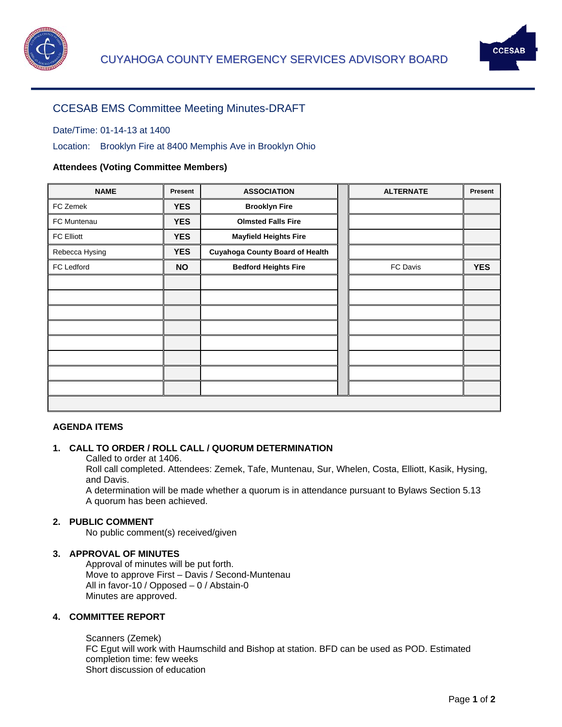# CUYAHOGA COUNTY EMERGENCY SERVICES ADVISORY BOARD

## CCESAB EMS Committee Meeting Minutes-DRAFT

Date/Time: 01-14-13 at 1400

Location: Brooklyn Fire at 8400 Memphis Ave in Brooklyn Ohio

**Attendees (Voting Committee Members)**

| NAME | Present | ASSOCIATION | ALTERNATE | Present |
|---|---|---|---|---|
| FC Zemek | **YES** | **Brooklyn Fire** | | |
| FC Muntenau | **YES** | **Olmsted Falls Fire** | | |
| FC Elliott | **YES** | **Mayfield Heights Fire** | | |
| Rebecca Hysing | **YES** | **Cuyahoga County Board of Health** | | |
| FC Ledford | **NO** | **Bedford Heights Fire** | FC Davis | **YES** |
| | | | | |
| | | | | |
| | | | | |
| | | | | |
| | | | | |
| | | | | |
| | | | | |
| | | | | |

### AGENDA ITEMS

**1. CALL TO ORDER / ROLL CALL / QUORUM DETERMINATION**

Called to order at 1406.
Roll call completed. Attendees: Zemek, Tafe, Muntenau, Sur, Whelen, Costa, Elliott, Kasik, Hysing, and Davis.
A determination will be made whether a quorum is in attendance pursuant to Bylaws Section 5.13
A quorum has been achieved.

**2. PUBLIC COMMENT**

No public comment(s) received/given

**3. APPROVAL OF MINUTES**

Approval of minutes will be put forth.
Move to approve First – Davis / Second-Muntenau
All in favor-10 / Opposed – 0 / Abstain-0
Minutes are approved.

**4. COMMITTEE REPORT**

Scanners (Zemek)
FC Egut will work with Haumschild and Bishop at station. BFD can be used as POD. Estimated completion time: few weeks
Short discussion of education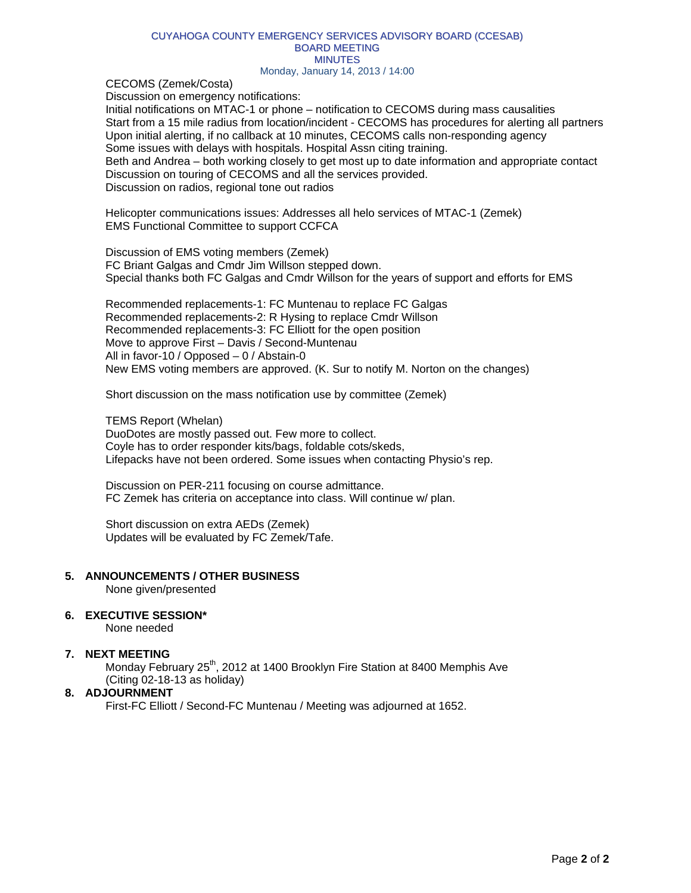CUYAHOGA COUNTY EMERGENCY SERVICES ADVISORY BOARD (CCESAB)
BOARD MEETING
MINUTES
Monday, January 14, 2013 / 14:00

CECOMS (Zemek/Costa)
Discussion on emergency notifications:
Initial notifications on MTAC-1 or phone – notification to CECOMS during mass causalities
Start from a 15 mile radius from location/incident - CECOMS has procedures for alerting all partners
Upon initial alerting, if no callback at 10 minutes, CECOMS calls non-responding agency
Some issues with delays with hospitals. Hospital Assn citing training.
Beth and Andrea – both working closely to get most up to date information and appropriate contact
Discussion on touring of CECOMS and all the services provided.
Discussion on radios, regional tone out radios

Helicopter communications issues: Addresses all helo services of MTAC-1 (Zemek)
EMS Functional Committee to support CCFCA

Discussion of EMS voting members (Zemek)
FC Briant Galgas and Cmdr Jim Willson stepped down.
Special thanks both FC Galgas and Cmdr Willson for the years of support and efforts for EMS

Recommended replacements-1: FC Muntenau to replace FC Galgas
Recommended replacements-2: R Hysing to replace Cmdr Willson
Recommended replacements-3: FC Elliott for the open position
Move to approve First – Davis / Second-Muntenau
All in favor-10 / Opposed – 0 / Abstain-0
New EMS voting members are approved. (K. Sur to notify M. Norton on the changes)

Short discussion on the mass notification use by committee (Zemek)

TEMS Report (Whelan)
DuoDotes are mostly passed out. Few more to collect.
Coyle has to order responder kits/bags, foldable cots/skeds,
Lifepacks have not been ordered. Some issues when contacting Physio's rep.

Discussion on PER-211 focusing on course admittance.
FC Zemek has criteria on acceptance into class. Will continue w/ plan.

Short discussion on extra AEDs (Zemek)
Updates will be evaluated by FC Zemek/Tafe.

## 5. ANNOUNCEMENTS / OTHER BUSINESS

None given/presented

## 6. EXECUTIVE SESSION*

None needed

## 7. NEXT MEETING

Monday February 25th, 2012 at 1400 Brooklyn Fire Station at 8400 Memphis Ave
(Citing 02-18-13 as holiday)

## 8. ADJOURNMENT

First-FC Elliott / Second-FC Muntenau / Meeting was adjourned at 1652.